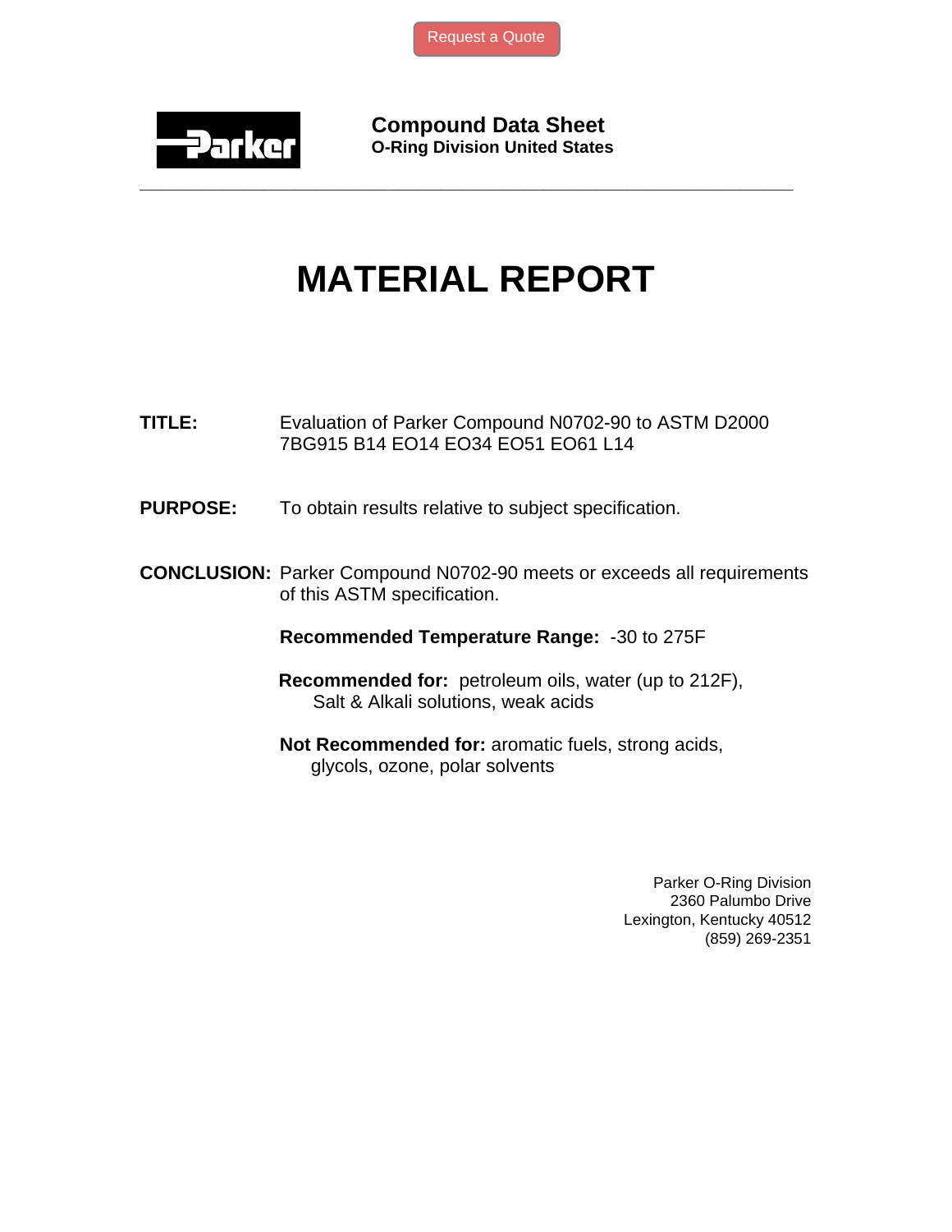Request a Quote

**Parker**

**Compound Data Sheet**
**O-Ring Division United States**

# MATERIAL REPORT

**TITLE:** Evaluation of Parker Compound N0702-90 to ASTM D2000 7BG915 B14 EO14 EO34 EO51 EO61 L14

**PURPOSE:** To obtain results relative to subject specification.

**CONCLUSION:** Parker Compound N0702-90 meets or exceeds all requirements of this ASTM specification.

**Recommended Temperature Range:** -30 to 275F

**Recommended for:** petroleum oils, water (up to 212F), Salt & Alkali solutions, weak acids

**Not Recommended for:** aromatic fuels, strong acids, glycols, ozone, polar solvents

Parker O-Ring Division
2360 Palumbo Drive
Lexington, Kentucky 40512
(859) 269-2351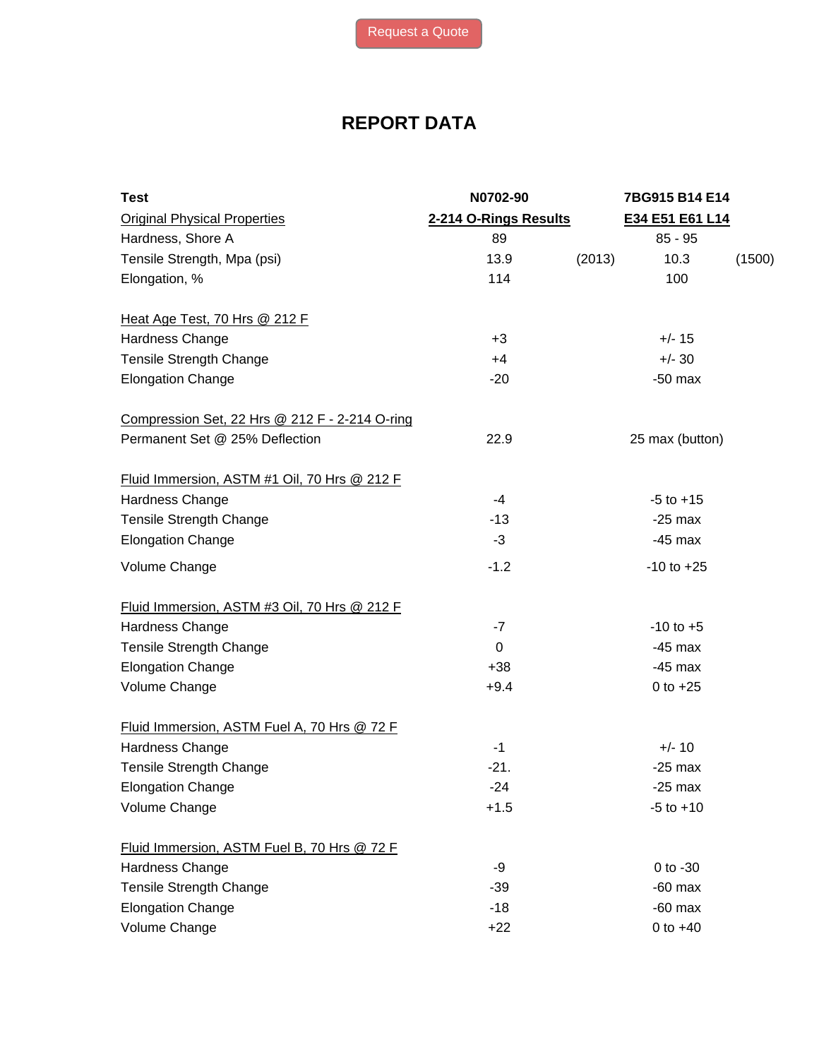Request a Quote

# REPORT DATA

| Test | N0702-90 | | 7BG915 B14 E14 | |
|---|---|---|---|---|
| Original Physical Properties | 2-214 O-Rings Results | | E34 E51 E61 L14 | |
| Hardness, Shore A | 89 | | 85 - 95 | |
| Tensile Strength, Mpa (psi) | 13.9 | (2013) | 10.3 | (1500) |
| Elongation, % | 114 | | 100 | |
| | | | | |
| Heat Age Test, 70 Hrs @ 212 F | | | | |
| Hardness Change | +3 | | +/- 15 | |
| Tensile Strength Change | +4 | | +/- 30 | |
| Elongation Change | -20 | | -50 max | |
| | | | | |
| Compression Set, 22 Hrs @ 212 F - 2-214 O-ring | | | | |
| Permanent Set @ 25% Deflection | 22.9 | | 25 max (button) | |
| | | | | |
| Fluid Immersion, ASTM #1 Oil, 70 Hrs @ 212 F | | | | |
| Hardness Change | -4 | | -5 to +15 | |
| Tensile Strength Change | -13 | | -25 max | |
| Elongation Change | -3 | | -45 max | |
| Volume Change | -1.2 | | -10 to +25 | |
| | | | | |
| Fluid Immersion, ASTM #3 Oil, 70 Hrs @ 212 F | | | | |
| Hardness Change | -7 | | -10 to +5 | |
| Tensile Strength Change | 0 | | -45 max | |
| Elongation Change | +38 | | -45 max | |
| Volume Change | +9.4 | | 0 to +25 | |
| | | | | |
| Fluid Immersion, ASTM Fuel A, 70 Hrs @ 72 F | | | | |
| Hardness Change | -1 | | +/- 10 | |
| Tensile Strength Change | -21. | | -25 max | |
| Elongation Change | -24 | | -25 max | |
| Volume Change | +1.5 | | -5 to +10 | |
| | | | | |
| Fluid Immersion, ASTM Fuel B, 70 Hrs @ 72 F | | | | |
| Hardness Change | -9 | | 0 to -30 | |
| Tensile Strength Change | -39 | | -60 max | |
| Elongation Change | -18 | | -60 max | |
| Volume Change | +22 | | 0 to +40 | |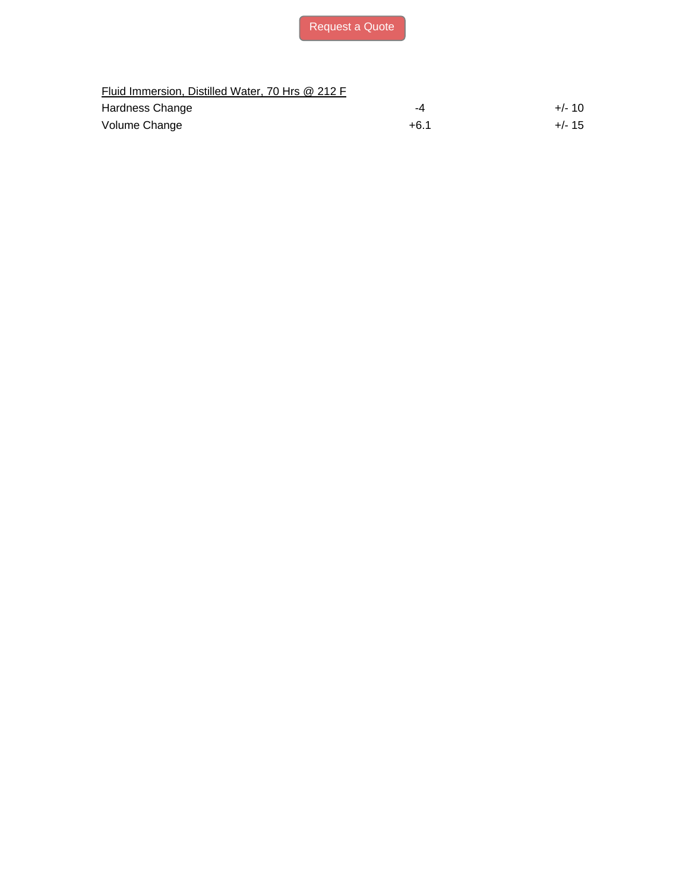Request a Quote

| | | |
|---|---|---|
| <u>Fluid Immersion, Distilled Water, 70 Hrs @ 212 F</u> | | |
| Hardness Change | -4 | +/- 10 |
| Volume Change | +6.1 | +/- 15 |